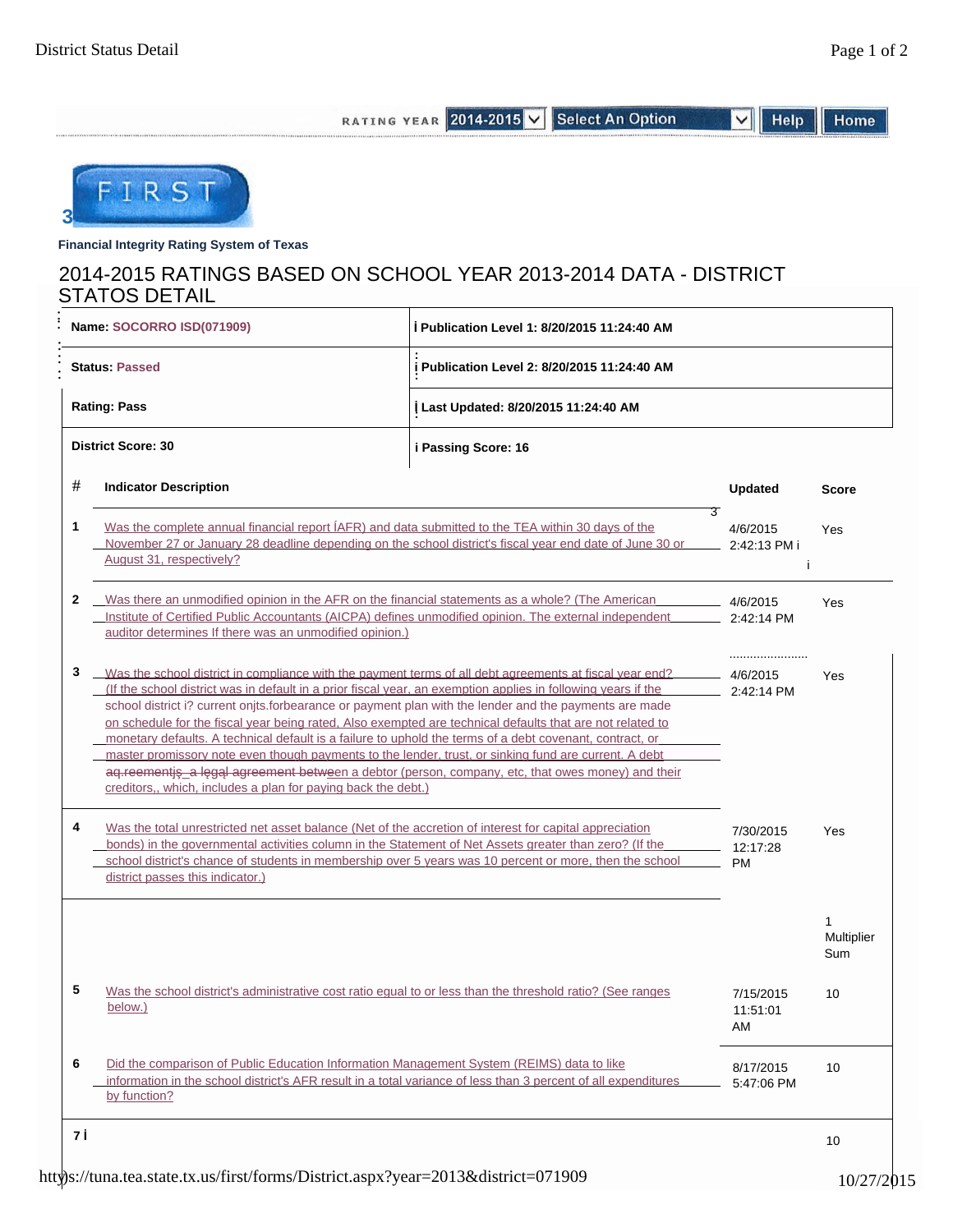RATING YEAR 2014-2015 Select An Option Help Home

FIRST

**Financial Integrity Rating System of Texas**

# 2014-2015 RATINGS BASED ON SCHOOL YEAR 2013-2014 DATA - DISTRICT STATOS DETAIL

| | |
|---|---|
| **Name:** SOCORRO ISD(071909) | **Publication Level 1: 8/20/2015 11:24:40 AM** |
| **Status:** Passed | **Publication Level 2: 8/20/2015 11:24:40 AM** |
| **Rating: Pass** | **Last Updated: 8/20/2015 11:24:40 AM** |
| **District Score: 30** | **Passing Score: 16** |

| # | Indicator Description | Updated | Score |
|---|---|---|---|
| 1 | Was the complete annual financial report ÍAFR) and data submitted to the TEA within 30 days of the November 27 or January 28 deadline depending on the school district's fiscal year end date of June 30 or August 31, respectively? | 4/6/2015 2:42:13 PM | Yes |
| 2 | Was there an unmodified opinion in the AFR on the financial statements as a whole? (The American Institute of Certified Public Accountants (AICPA) defines unmodified opinion. The external independent auditor determines If there was an unmodified opinion.) | 4/6/2015 2:42:14 PM | Yes |
| 3 | Was the school district in compliance with the payment terms of all debt agreements at fiscal year end? (If the school district was in default in a prior fiscal year, an exemption applies in following years if the school district i? current onjts.forbearance or payment plan with the lender and the payments are made on schedule for the fiscal year being rated, Also exempted are technical defaults that are not related to monetary defaults. A technical default is a failure to uphold the terms of a debt covenant, contract, or master promissory note even though payments to the lender, trust, or sinking fund are current. A debt aq.reementįş_a lęgąl agreement between a debtor (person, company, etc, that owes money) and their creditors,, which, includes a plan for paying back the debt.) | 4/6/2015 2:42:14 PM | Yes |
| 4 | Was the total unrestricted net asset balance (Net of the accretion of interest for capital appreciation bonds) in the governmental activities column in the Statement of Net Assets greater than zero? (If the school district's chance of students in membership over 5 years was 10 percent or more, then the school district passes this indicator.) | 7/30/2015 12:17:28 PM | Yes |
| | | | 1 Multiplier Sum |
| 5 | Was the school district's administrative cost ratio equal to or less than the threshold ratio? (See ranges below.) | 7/15/2015 11:51:01 AM | 10 |
| 6 | Did the comparison of Public Education Information Management System (REIMS) data to like information in the school district's AFR result in a total variance of less than 3 percent of all expenditures by function? | 8/17/2015 5:47:06 PM | 10 |
| 7 | | | 10 |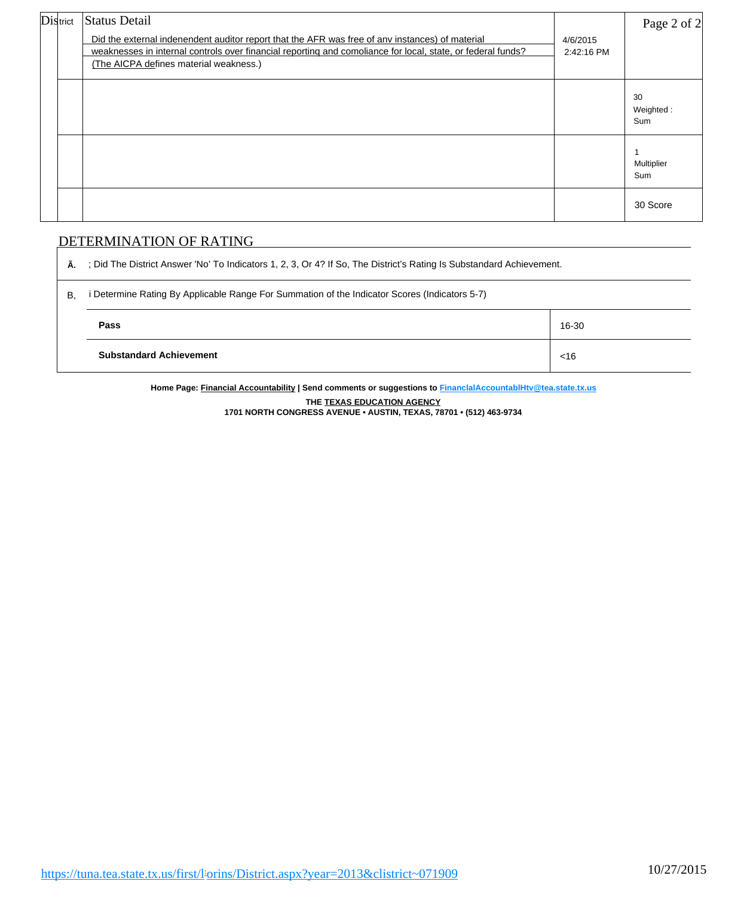| District | Status Detail | | |
|---|---|---|---|
| | Did the external indenendent auditor report that the AFR was free of anv instances) of material weaknesses in internal controls over financial reportinq and comoliance for local, state, or federal funds? (The AICPA defines material weakness.) | 4/6/2015 2:42:16 PM | |
| | | | 30 Weighted : Sum |
| | | | 1 Multiplier Sum |
| | | | 30 Score |

## DETERMINATION OF RATING

Ã. ; Did The District Answer 'No' To Indicators 1, 2, 3, Or 4? If So, The District's Rating Is Substandard Achievement.

B, i Determine Rating By Applicable Range For Summation of the Indicator Scores (Indicators 5-7)

| | |
|---|---|
| **Pass** | 16-30 |
| **Substandard Achievement** | <16 |

**Home Page: Financial Accountability | Send comments or suggestions to FinanclalAccountablHtv@tea.state.tx.us**

**THE TEXAS EDUCATION AGENCY**
**1701 NORTH CONGRESS AVENUE • AUSTIN, TEXAS, 78701 • (512) 463-9734**

https://tuna.tea.state.tx.us/first/l:orins/District.aspx?year=2013&clistrict~071909 10/27/2015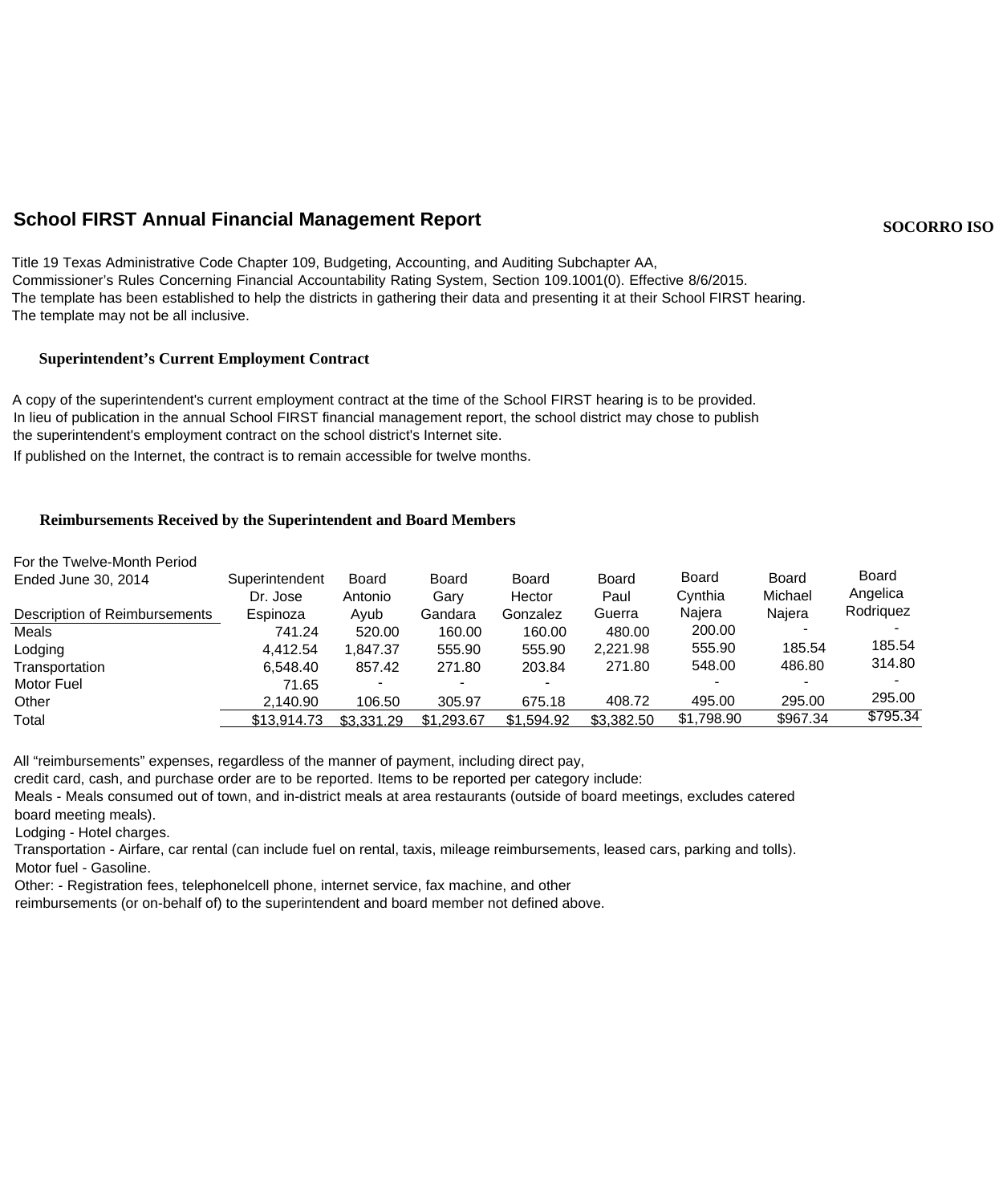## School FIRST Annual Financial Management Report

**SOCORRO ISO**

Title 19 Texas Administrative Code Chapter 109, Budgeting, Accounting, and Auditing Subchapter AA,
Commissioner's Rules Concerning Financial Accountability Rating System, Section 109.1001(0). Effective 8/6/2015.
The template has been established to help the districts in gathering their data and presenting it at their School FIRST hearing.
The template may not be all inclusive.

### Superintendent's Current Employment Contract

A copy of the superintendent's current employment contract at the time of the School FIRST hearing is to be provided.
In lieu of publication in the annual School FIRST financial management report, the school district may chose to publish
the superintendent's employment contract on the school district's Internet site.
If published on the Internet, the contract is to remain accessible for twelve months.

### Reimbursements Received by the Superintendent and Board Members

| For the Twelve-Month Period Ended June 30, 2014 — Description of Reimbursements | Superintendent Dr. Jose Espinoza | Board Antonio Ayub | Board Gary Gandara | Board Hector Gonzalez | Board Paul Guerra | Board Cynthia Najera | Board Michael Najera | Board Angelica Rodriquez |
|---|---|---|---|---|---|---|---|---|
| Meals | 741.24 | 520.00 | 160.00 | 160.00 | 480.00 | 200.00 | - | - |
| Lodging | 4,412.54 | 1,847.37 | 555.90 | 555.90 | 2,221.98 | 555.90 | 185.54 | 185.54 |
| Transportation | 6,548.40 | 857.42 | 271.80 | 203.84 | 271.80 | 548.00 | 486.80 | 314.80 |
| Motor Fuel | 71.65 | - | - | - | | - | - | - |
| Other | 2,140.90 | 106.50 | 305.97 | 675.18 | 408.72 | 495.00 | 295.00 | 295.00 |
| Total | $13,914.73 | $3,331.29 | $1,293.67 | $1,594.92 | $3,382.50 | $1,798.90 | $967.34 | $795.34 |

All "reimbursements" expenses, regardless of the manner of payment, including direct pay,
credit card, cash, and purchase order are to be reported. Items to be reported per category include:
Meals - Meals consumed out of town, and in-district meals at area restaurants (outside of board meetings, excludes catered board meeting meals).
Lodging - Hotel charges.
Transportation - Airfare, car rental (can include fuel on rental, taxis, mileage reimbursements, leased cars, parking and tolls).
Motor fuel - Gasoline.
Other: - Registration fees, telephonelcell phone, internet service, fax machine, and other
reimbursements (or on-behalf of) to the superintendent and board member not defined above.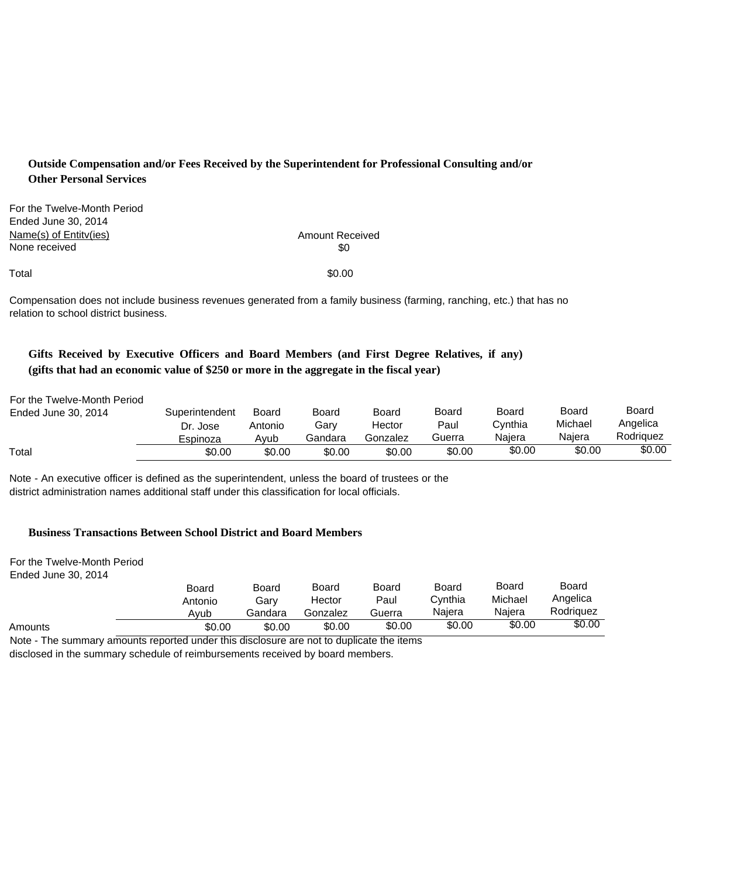**Outside Compensation and/or Fees Received by the Superintendent for Professional Consulting and/or Other Personal Services**

For the Twelve-Month Period
Ended June 30, 2014

| Name(s) of Entitv(ies) | Amount Received |
|---|---|
| None received | $0 |
| | |
| Total | $0.00 |

Compensation does not include business revenues generated from a family business (farming, ranching, etc.) that has no relation to school district business.

**Gifts Received by Executive Officers and Board Members (and First Degree Relatives, if any) (gifts that had an economic value of $250 or more in the aggregate in the fiscal year)**

| For the Twelve-Month Period Ended June 30, 2014 | Superintendent Dr. Jose Espinoza | Board Antonio Ayub | Board Gary Gandara | Board Hector Gonzalez | Board Paul Guerra | Board Cynthia Najera | Board Michael Najera | Board Angelica Rodriquez |
|---|---|---|---|---|---|---|---|---|
| Total | $0.00 | $0.00 | $0.00 | $0.00 | $0.00 | $0.00 | $0.00 | $0.00 |

Note - An executive officer is defined as the superintendent, unless the board of trustees or the district administration names additional staff under this classification for local officials.

**Business Transactions Between School District and Board Members**

| For the Twelve-Month Period Ended June 30, 2014 | Board Antonio Ayub | Board Gary Gandara | Board Hector Gonzalez | Board Paul Guerra | Board Cynthia Najera | Board Michael Najera | Board Angelica Rodriquez |
|---|---|---|---|---|---|---|---|
| Amounts | $0.00 | $0.00 | $0.00 | $0.00 | $0.00 | $0.00 | $0.00 |

Note - The summary amounts reported under this disclosure are not to duplicate the items disclosed in the summary schedule of reimbursements received by board members.